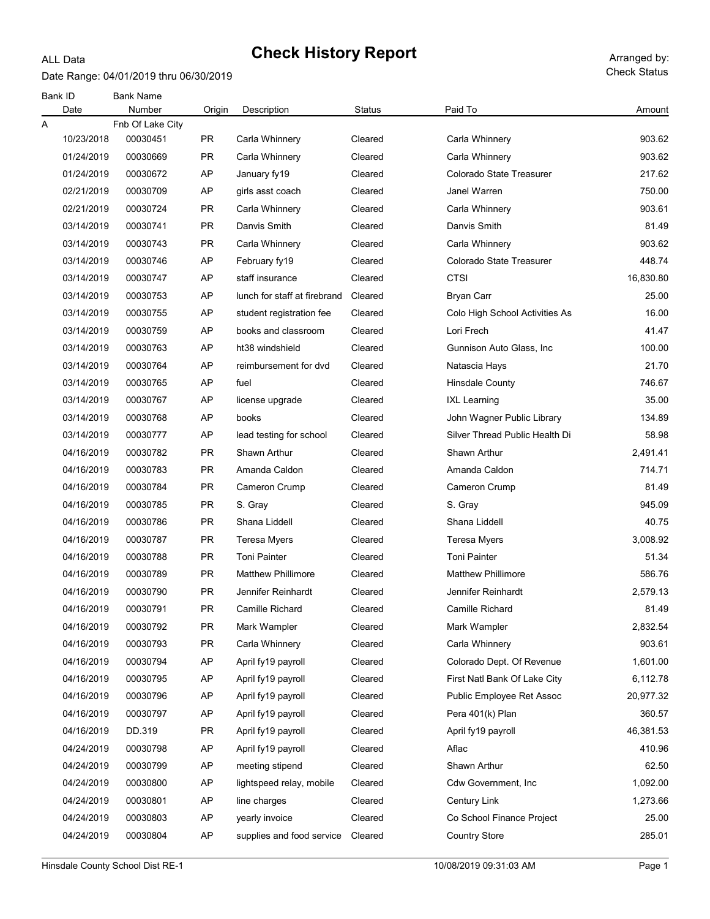# Check History Report

ALL Data

Date Range: 04/01/2019 thru 06/30/2019

Arranged by: Check Status

| Bank ID / Date | Bank Name / Number | Origin | Description | Status | Paid To | Amount |
|---|---|---|---|---|---|---|
| A | Fnb Of Lake City | | | | | |
| 10/23/2018 | 00030451 | PR | Carla Whinnery | Cleared | Carla Whinnery | 903.62 |
| 01/24/2019 | 00030669 | PR | Carla Whinnery | Cleared | Carla Whinnery | 903.62 |
| 01/24/2019 | 00030672 | AP | January fy19 | Cleared | Colorado State Treasurer | 217.62 |
| 02/21/2019 | 00030709 | AP | girls asst coach | Cleared | Janel Warren | 750.00 |
| 02/21/2019 | 00030724 | PR | Carla Whinnery | Cleared | Carla Whinnery | 903.61 |
| 03/14/2019 | 00030741 | PR | Danvis Smith | Cleared | Danvis Smith | 81.49 |
| 03/14/2019 | 00030743 | PR | Carla Whinnery | Cleared | Carla Whinnery | 903.62 |
| 03/14/2019 | 00030746 | AP | February fy19 | Cleared | Colorado State Treasurer | 448.74 |
| 03/14/2019 | 00030747 | AP | staff insurance | Cleared | CTSI | 16,830.80 |
| 03/14/2019 | 00030753 | AP | lunch for staff at firebrand | Cleared | Bryan Carr | 25.00 |
| 03/14/2019 | 00030755 | AP | student registration fee | Cleared | Colo High School Activities As | 16.00 |
| 03/14/2019 | 00030759 | AP | books and classroom | Cleared | Lori Frech | 41.47 |
| 03/14/2019 | 00030763 | AP | ht38 windshield | Cleared | Gunnison Auto Glass, Inc | 100.00 |
| 03/14/2019 | 00030764 | AP | reimbursement for dvd | Cleared | Natascia Hays | 21.70 |
| 03/14/2019 | 00030765 | AP | fuel | Cleared | Hinsdale County | 746.67 |
| 03/14/2019 | 00030767 | AP | license upgrade | Cleared | IXL Learning | 35.00 |
| 03/14/2019 | 00030768 | AP | books | Cleared | John Wagner Public Library | 134.89 |
| 03/14/2019 | 00030777 | AP | lead testing for school | Cleared | Silver Thread Public Health Di | 58.98 |
| 04/16/2019 | 00030782 | PR | Shawn Arthur | Cleared | Shawn Arthur | 2,491.41 |
| 04/16/2019 | 00030783 | PR | Amanda Caldon | Cleared | Amanda Caldon | 714.71 |
| 04/16/2019 | 00030784 | PR | Cameron Crump | Cleared | Cameron Crump | 81.49 |
| 04/16/2019 | 00030785 | PR | S. Gray | Cleared | S. Gray | 945.09 |
| 04/16/2019 | 00030786 | PR | Shana Liddell | Cleared | Shana Liddell | 40.75 |
| 04/16/2019 | 00030787 | PR | Teresa Myers | Cleared | Teresa Myers | 3,008.92 |
| 04/16/2019 | 00030788 | PR | Toni Painter | Cleared | Toni Painter | 51.34 |
| 04/16/2019 | 00030789 | PR | Matthew Phillimore | Cleared | Matthew Phillimore | 586.76 |
| 04/16/2019 | 00030790 | PR | Jennifer Reinhardt | Cleared | Jennifer Reinhardt | 2,579.13 |
| 04/16/2019 | 00030791 | PR | Camille Richard | Cleared | Camille Richard | 81.49 |
| 04/16/2019 | 00030792 | PR | Mark Wampler | Cleared | Mark Wampler | 2,832.54 |
| 04/16/2019 | 00030793 | PR | Carla Whinnery | Cleared | Carla Whinnery | 903.61 |
| 04/16/2019 | 00030794 | AP | April fy19 payroll | Cleared | Colorado Dept. Of Revenue | 1,601.00 |
| 04/16/2019 | 00030795 | AP | April fy19 payroll | Cleared | First Natl Bank Of Lake City | 6,112.78 |
| 04/16/2019 | 00030796 | AP | April fy19 payroll | Cleared | Public Employee Ret Assoc | 20,977.32 |
| 04/16/2019 | 00030797 | AP | April fy19 payroll | Cleared | Pera 401(k) Plan | 360.57 |
| 04/16/2019 | DD.319 | PR | April fy19 payroll | Cleared | April fy19 payroll | 46,381.53 |
| 04/24/2019 | 00030798 | AP | April fy19 payroll | Cleared | Aflac | 410.96 |
| 04/24/2019 | 00030799 | AP | meeting stipend | Cleared | Shawn Arthur | 62.50 |
| 04/24/2019 | 00030800 | AP | lightspeed relay, mobile | Cleared | Cdw Government, Inc | 1,092.00 |
| 04/24/2019 | 00030801 | AP | line charges | Cleared | Century Link | 1,273.66 |
| 04/24/2019 | 00030803 | AP | yearly invoice | Cleared | Co School Finance Project | 25.00 |
| 04/24/2019 | 00030804 | AP | supplies and food service | Cleared | Country Store | 285.01 |

Hinsdale County School Dist RE-1 — 10/08/2019 09:31:03 AM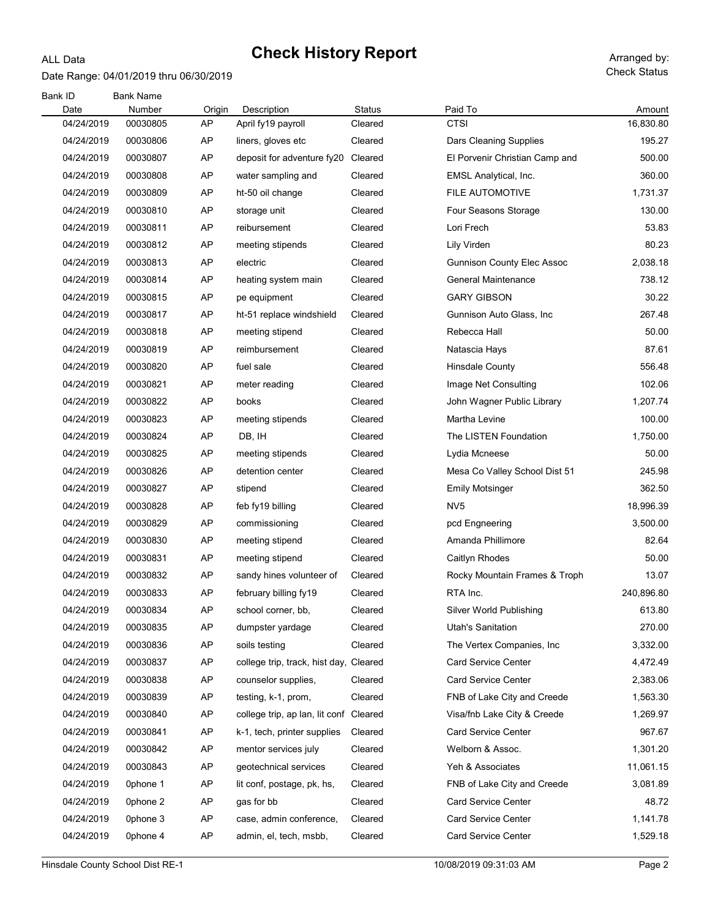# Check History Report

ALL Data

Date Range: 04/01/2019 thru 06/30/2019

Arranged by: Check Status

| Bank ID<br>Date | Bank Name<br>Number | Origin | Description | Status | Paid To | Amount |
|---|---|---|---|---|---|---|
| 04/24/2019 | 00030805 | AP | April fy19 payroll | Cleared | CTSI | 16,830.80 |
| 04/24/2019 | 00030806 | AP | liners, gloves etc | Cleared | Dars Cleaning Supplies | 195.27 |
| 04/24/2019 | 00030807 | AP | deposit for adventure fy20 | Cleared | El Porvenir Christian Camp and | 500.00 |
| 04/24/2019 | 00030808 | AP | water sampling and | Cleared | EMSL Analytical, Inc. | 360.00 |
| 04/24/2019 | 00030809 | AP | ht-50 oil change | Cleared | FILE AUTOMOTIVE | 1,731.37 |
| 04/24/2019 | 00030810 | AP | storage unit | Cleared | Four Seasons Storage | 130.00 |
| 04/24/2019 | 00030811 | AP | reibursement | Cleared | Lori Frech | 53.83 |
| 04/24/2019 | 00030812 | AP | meeting stipends | Cleared | Lily Virden | 80.23 |
| 04/24/2019 | 00030813 | AP | electric | Cleared | Gunnison County Elec Assoc | 2,038.18 |
| 04/24/2019 | 00030814 | AP | heating system main | Cleared | General Maintenance | 738.12 |
| 04/24/2019 | 00030815 | AP | pe equipment | Cleared | GARY GIBSON | 30.22 |
| 04/24/2019 | 00030817 | AP | ht-51 replace windshield | Cleared | Gunnison Auto Glass, Inc | 267.48 |
| 04/24/2019 | 00030818 | AP | meeting stipend | Cleared | Rebecca Hall | 50.00 |
| 04/24/2019 | 00030819 | AP | reimbursement | Cleared | Natascia Hays | 87.61 |
| 04/24/2019 | 00030820 | AP | fuel sale | Cleared | Hinsdale County | 556.48 |
| 04/24/2019 | 00030821 | AP | meter reading | Cleared | Image Net Consulting | 102.06 |
| 04/24/2019 | 00030822 | AP | books | Cleared | John Wagner Public Library | 1,207.74 |
| 04/24/2019 | 00030823 | AP | meeting stipends | Cleared | Martha Levine | 100.00 |
| 04/24/2019 | 00030824 | AP | DB, IH | Cleared | The LISTEN Foundation | 1,750.00 |
| 04/24/2019 | 00030825 | AP | meeting stipends | Cleared | Lydia Mcneese | 50.00 |
| 04/24/2019 | 00030826 | AP | detention center | Cleared | Mesa Co Valley School Dist 51 | 245.98 |
| 04/24/2019 | 00030827 | AP | stipend | Cleared | Emily Motsinger | 362.50 |
| 04/24/2019 | 00030828 | AP | feb fy19 billing | Cleared | NV5 | 18,996.39 |
| 04/24/2019 | 00030829 | AP | commissioning | Cleared | pcd Engneering | 3,500.00 |
| 04/24/2019 | 00030830 | AP | meeting stipend | Cleared | Amanda Phillimore | 82.64 |
| 04/24/2019 | 00030831 | AP | meeting stipend | Cleared | Caitlyn Rhodes | 50.00 |
| 04/24/2019 | 00030832 | AP | sandy hines volunteer of | Cleared | Rocky Mountain Frames & Troph | 13.07 |
| 04/24/2019 | 00030833 | AP | february billing fy19 | Cleared | RTA Inc. | 240,896.80 |
| 04/24/2019 | 00030834 | AP | school corner, bb, | Cleared | Silver World Publishing | 613.80 |
| 04/24/2019 | 00030835 | AP | dumpster yardage | Cleared | Utah's Sanitation | 270.00 |
| 04/24/2019 | 00030836 | AP | soils testing | Cleared | The Vertex Companies, Inc | 3,332.00 |
| 04/24/2019 | 00030837 | AP | college trip, track, hist day, | Cleared | Card Service Center | 4,472.49 |
| 04/24/2019 | 00030838 | AP | counselor supplies, | Cleared | Card Service Center | 2,383.06 |
| 04/24/2019 | 00030839 | AP | testing, k-1, prom, | Cleared | FNB of Lake City and Creede | 1,563.30 |
| 04/24/2019 | 00030840 | AP | college trip, ap lan, lit conf | Cleared | Visa/fnb Lake City & Creede | 1,269.97 |
| 04/24/2019 | 00030841 | AP | k-1, tech, printer supplies | Cleared | Card Service Center | 967.67 |
| 04/24/2019 | 00030842 | AP | mentor services july | Cleared | Welborn & Assoc. | 1,301.20 |
| 04/24/2019 | 00030843 | AP | geotechnical services | Cleared | Yeh & Associates | 11,061.15 |
| 04/24/2019 | 0phone 1 | AP | lit conf, postage, pk, hs, | Cleared | FNB of Lake City and Creede | 3,081.89 |
| 04/24/2019 | 0phone 2 | AP | gas for bb | Cleared | Card Service Center | 48.72 |
| 04/24/2019 | 0phone 3 | AP | case, admin conference, | Cleared | Card Service Center | 1,141.78 |
| 04/24/2019 | 0phone 4 | AP | admin, el, tech, msbb, | Cleared | Card Service Center | 1,529.18 |

Hinsdale County School Dist RE-1 — 10/08/2019 09:31:03 AM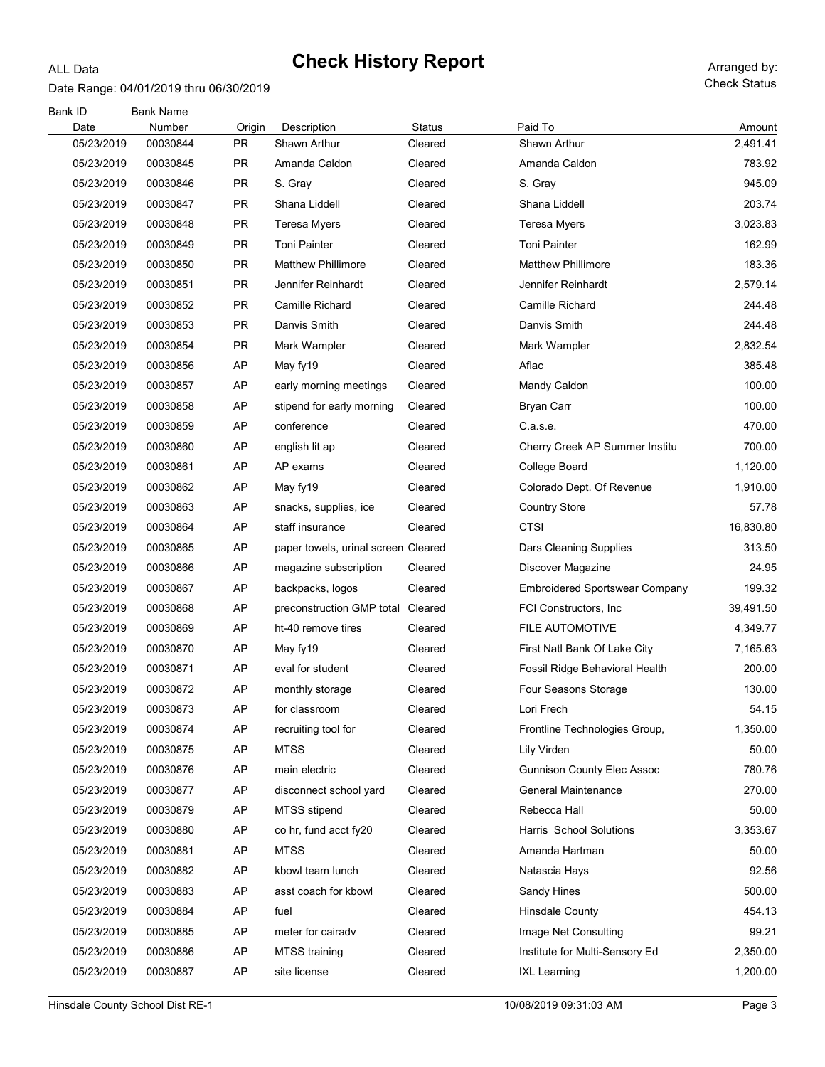# Check History Report

ALL Data

Date Range: 04/01/2019 thru 06/30/2019

Arranged by: Check Status

| Bank ID | Bank Name | | | | | |
|---|---|---|---|---|---|---|
| Date | Number | Origin | Description | Status | Paid To | Amount |
| 05/23/2019 | 00030844 | PR | Shawn Arthur | Cleared | Shawn Arthur | 2,491.41 |
| 05/23/2019 | 00030845 | PR | Amanda Caldon | Cleared | Amanda Caldon | 783.92 |
| 05/23/2019 | 00030846 | PR | S. Gray | Cleared | S. Gray | 945.09 |
| 05/23/2019 | 00030847 | PR | Shana Liddell | Cleared | Shana Liddell | 203.74 |
| 05/23/2019 | 00030848 | PR | Teresa Myers | Cleared | Teresa Myers | 3,023.83 |
| 05/23/2019 | 00030849 | PR | Toni Painter | Cleared | Toni Painter | 162.99 |
| 05/23/2019 | 00030850 | PR | Matthew Phillimore | Cleared | Matthew Phillimore | 183.36 |
| 05/23/2019 | 00030851 | PR | Jennifer Reinhardt | Cleared | Jennifer Reinhardt | 2,579.14 |
| 05/23/2019 | 00030852 | PR | Camille Richard | Cleared | Camille Richard | 244.48 |
| 05/23/2019 | 00030853 | PR | Danvis Smith | Cleared | Danvis Smith | 244.48 |
| 05/23/2019 | 00030854 | PR | Mark Wampler | Cleared | Mark Wampler | 2,832.54 |
| 05/23/2019 | 00030856 | AP | May fy19 | Cleared | Aflac | 385.48 |
| 05/23/2019 | 00030857 | AP | early morning meetings | Cleared | Mandy Caldon | 100.00 |
| 05/23/2019 | 00030858 | AP | stipend for early morning | Cleared | Bryan Carr | 100.00 |
| 05/23/2019 | 00030859 | AP | conference | Cleared | C.a.s.e. | 470.00 |
| 05/23/2019 | 00030860 | AP | english lit ap | Cleared | Cherry Creek AP Summer Institu | 700.00 |
| 05/23/2019 | 00030861 | AP | AP exams | Cleared | College Board | 1,120.00 |
| 05/23/2019 | 00030862 | AP | May fy19 | Cleared | Colorado Dept. Of Revenue | 1,910.00 |
| 05/23/2019 | 00030863 | AP | snacks, supplies, ice | Cleared | Country Store | 57.78 |
| 05/23/2019 | 00030864 | AP | staff insurance | Cleared | CTSI | 16,830.80 |
| 05/23/2019 | 00030865 | AP | paper towels, urinal screen | Cleared | Dars Cleaning Supplies | 313.50 |
| 05/23/2019 | 00030866 | AP | magazine subscription | Cleared | Discover Magazine | 24.95 |
| 05/23/2019 | 00030867 | AP | backpacks, logos | Cleared | Embroidered Sportswear Company | 199.32 |
| 05/23/2019 | 00030868 | AP | preconstruction GMP total | Cleared | FCI Constructors, Inc | 39,491.50 |
| 05/23/2019 | 00030869 | AP | ht-40 remove tires | Cleared | FILE AUTOMOTIVE | 4,349.77 |
| 05/23/2019 | 00030870 | AP | May fy19 | Cleared | First Natl Bank Of Lake City | 7,165.63 |
| 05/23/2019 | 00030871 | AP | eval for student | Cleared | Fossil Ridge Behavioral Health | 200.00 |
| 05/23/2019 | 00030872 | AP | monthly storage | Cleared | Four Seasons Storage | 130.00 |
| 05/23/2019 | 00030873 | AP | for classroom | Cleared | Lori Frech | 54.15 |
| 05/23/2019 | 00030874 | AP | recruiting tool for | Cleared | Frontline Technologies Group, | 1,350.00 |
| 05/23/2019 | 00030875 | AP | MTSS | Cleared | Lily Virden | 50.00 |
| 05/23/2019 | 00030876 | AP | main electric | Cleared | Gunnison County Elec Assoc | 780.76 |
| 05/23/2019 | 00030877 | AP | disconnect school yard | Cleared | General Maintenance | 270.00 |
| 05/23/2019 | 00030879 | AP | MTSS stipend | Cleared | Rebecca Hall | 50.00 |
| 05/23/2019 | 00030880 | AP | co hr, fund acct fy20 | Cleared | Harris School Solutions | 3,353.67 |
| 05/23/2019 | 00030881 | AP | MTSS | Cleared | Amanda Hartman | 50.00 |
| 05/23/2019 | 00030882 | AP | kbowl team lunch | Cleared | Natascia Hays | 92.56 |
| 05/23/2019 | 00030883 | AP | asst coach for kbowl | Cleared | Sandy Hines | 500.00 |
| 05/23/2019 | 00030884 | AP | fuel | Cleared | Hinsdale County | 454.13 |
| 05/23/2019 | 00030885 | AP | meter for cairadv | Cleared | Image Net Consulting | 99.21 |
| 05/23/2019 | 00030886 | AP | MTSS training | Cleared | Institute for Multi-Sensory Ed | 2,350.00 |
| 05/23/2019 | 00030887 | AP | site license | Cleared | IXL Learning | 1,200.00 |

Hinsdale County School Dist RE-1 — 10/08/2019 09:31:03 AM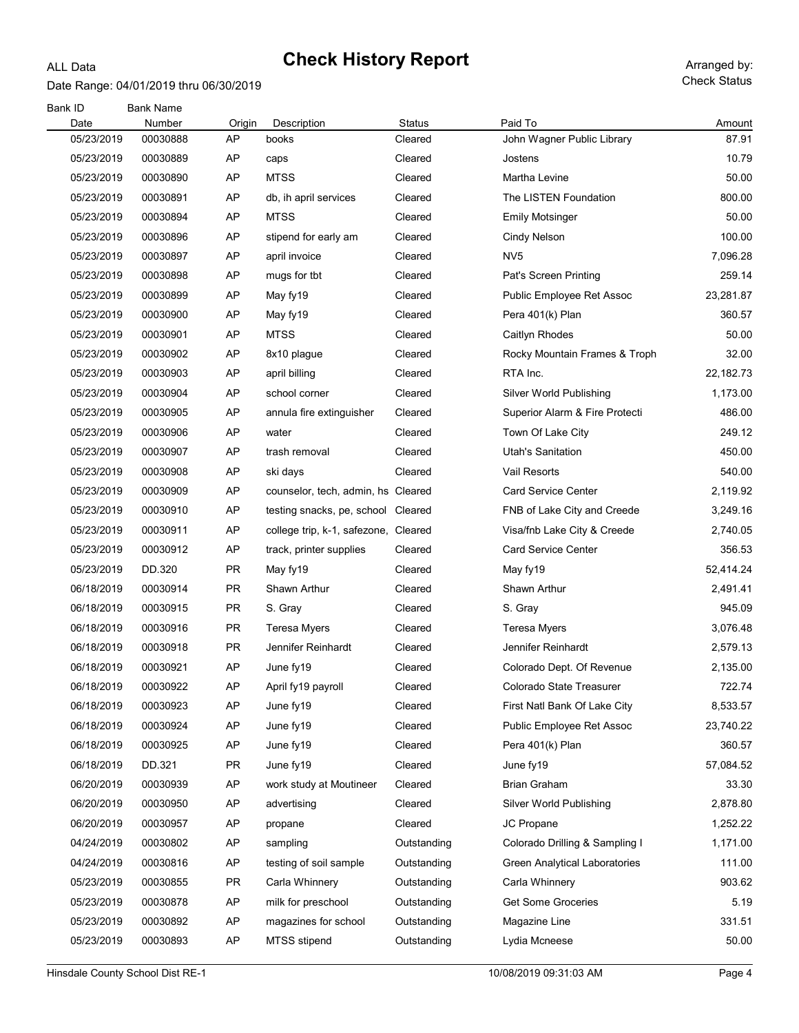# Check History Report

ALL Data

Date Range: 04/01/2019 thru 06/30/2019

Arranged by: Check Status

| Bank ID | Bank Name | | | | | |
|---|---|---|---|---|---|---|
| Date | Number | Origin | Description | Status | Paid To | Amount |
| 05/23/2019 | 00030888 | AP | books | Cleared | John Wagner Public Library | 87.91 |
| 05/23/2019 | 00030889 | AP | caps | Cleared | Jostens | 10.79 |
| 05/23/2019 | 00030890 | AP | MTSS | Cleared | Martha Levine | 50.00 |
| 05/23/2019 | 00030891 | AP | db, ih april services | Cleared | The LISTEN Foundation | 800.00 |
| 05/23/2019 | 00030894 | AP | MTSS | Cleared | Emily Motsinger | 50.00 |
| 05/23/2019 | 00030896 | AP | stipend for early am | Cleared | Cindy Nelson | 100.00 |
| 05/23/2019 | 00030897 | AP | april invoice | Cleared | NV5 | 7,096.28 |
| 05/23/2019 | 00030898 | AP | mugs for tbt | Cleared | Pat's Screen Printing | 259.14 |
| 05/23/2019 | 00030899 | AP | May fy19 | Cleared | Public Employee Ret Assoc | 23,281.87 |
| 05/23/2019 | 00030900 | AP | May fy19 | Cleared | Pera 401(k) Plan | 360.57 |
| 05/23/2019 | 00030901 | AP | MTSS | Cleared | Caitlyn Rhodes | 50.00 |
| 05/23/2019 | 00030902 | AP | 8x10 plague | Cleared | Rocky Mountain Frames & Troph | 32.00 |
| 05/23/2019 | 00030903 | AP | april billing | Cleared | RTA Inc. | 22,182.73 |
| 05/23/2019 | 00030904 | AP | school corner | Cleared | Silver World Publishing | 1,173.00 |
| 05/23/2019 | 00030905 | AP | annula fire extinguisher | Cleared | Superior Alarm & Fire Protecti | 486.00 |
| 05/23/2019 | 00030906 | AP | water | Cleared | Town Of Lake City | 249.12 |
| 05/23/2019 | 00030907 | AP | trash removal | Cleared | Utah's Sanitation | 450.00 |
| 05/23/2019 | 00030908 | AP | ski days | Cleared | Vail Resorts | 540.00 |
| 05/23/2019 | 00030909 | AP | counselor, tech, admin, hs | Cleared | Card Service Center | 2,119.92 |
| 05/23/2019 | 00030910 | AP | testing snacks, pe, school | Cleared | FNB of Lake City and Creede | 3,249.16 |
| 05/23/2019 | 00030911 | AP | college trip, k-1, safezone, | Cleared | Visa/fnb Lake City & Creede | 2,740.05 |
| 05/23/2019 | 00030912 | AP | track, printer supplies | Cleared | Card Service Center | 356.53 |
| 05/23/2019 | DD.320 | PR | May fy19 | Cleared | May fy19 | 52,414.24 |
| 06/18/2019 | 00030914 | PR | Shawn Arthur | Cleared | Shawn Arthur | 2,491.41 |
| 06/18/2019 | 00030915 | PR | S. Gray | Cleared | S. Gray | 945.09 |
| 06/18/2019 | 00030916 | PR | Teresa Myers | Cleared | Teresa Myers | 3,076.48 |
| 06/18/2019 | 00030918 | PR | Jennifer Reinhardt | Cleared | Jennifer Reinhardt | 2,579.13 |
| 06/18/2019 | 00030921 | AP | June fy19 | Cleared | Colorado Dept. Of Revenue | 2,135.00 |
| 06/18/2019 | 00030922 | AP | April fy19 payroll | Cleared | Colorado State Treasurer | 722.74 |
| 06/18/2019 | 00030923 | AP | June fy19 | Cleared | First Natl Bank Of Lake City | 8,533.57 |
| 06/18/2019 | 00030924 | AP | June fy19 | Cleared | Public Employee Ret Assoc | 23,740.22 |
| 06/18/2019 | 00030925 | AP | June fy19 | Cleared | Pera 401(k) Plan | 360.57 |
| 06/18/2019 | DD.321 | PR | June fy19 | Cleared | June fy19 | 57,084.52 |
| 06/20/2019 | 00030939 | AP | work study at Moutineer | Cleared | Brian Graham | 33.30 |
| 06/20/2019 | 00030950 | AP | advertising | Cleared | Silver World Publishing | 2,878.80 |
| 06/20/2019 | 00030957 | AP | propane | Cleared | JC Propane | 1,252.22 |
| 04/24/2019 | 00030802 | AP | sampling | Outstanding | Colorado Drilling & Sampling I | 1,171.00 |
| 04/24/2019 | 00030816 | AP | testing of soil sample | Outstanding | Green Analytical Laboratories | 111.00 |
| 05/23/2019 | 00030855 | PR | Carla Whinnery | Outstanding | Carla Whinnery | 903.62 |
| 05/23/2019 | 00030878 | AP | milk for preschool | Outstanding | Get Some Groceries | 5.19 |
| 05/23/2019 | 00030892 | AP | magazines for school | Outstanding | Magazine Line | 331.51 |
| 05/23/2019 | 00030893 | AP | MTSS stipend | Outstanding | Lydia Mcneese | 50.00 |

Hinsdale County School Dist RE-1 | 10/08/2019 09:31:03 AM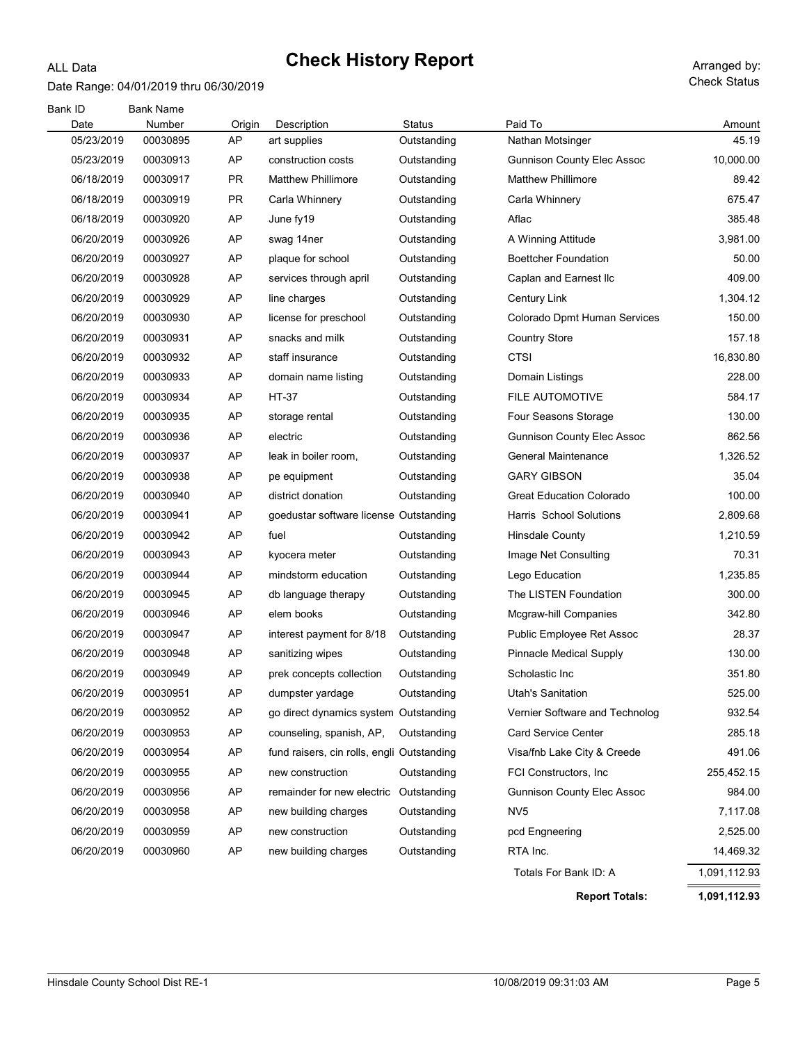ALL Data

# Check History Report

Date Range: 04/01/2019 thru 06/30/2019

Arranged by: Check Status

| Bank ID / Date | Bank Name / Number | Origin | Description | Status | Paid To | Amount |
|---|---|---|---|---|---|---|
| 05/23/2019 | 00030895 | AP | art supplies | Outstanding | Nathan Motsinger | 45.19 |
| 05/23/2019 | 00030913 | AP | construction costs | Outstanding | Gunnison County Elec Assoc | 10,000.00 |
| 06/18/2019 | 00030917 | PR | Matthew Phillimore | Outstanding | Matthew Phillimore | 89.42 |
| 06/18/2019 | 00030919 | PR | Carla Whinnery | Outstanding | Carla Whinnery | 675.47 |
| 06/18/2019 | 00030920 | AP | June fy19 | Outstanding | Aflac | 385.48 |
| 06/20/2019 | 00030926 | AP | swag 14ner | Outstanding | A Winning Attitude | 3,981.00 |
| 06/20/2019 | 00030927 | AP | plaque for school | Outstanding | Boettcher Foundation | 50.00 |
| 06/20/2019 | 00030928 | AP | services through april | Outstanding | Caplan and Earnest llc | 409.00 |
| 06/20/2019 | 00030929 | AP | line charges | Outstanding | Century Link | 1,304.12 |
| 06/20/2019 | 00030930 | AP | license for preschool | Outstanding | Colorado Dpmt Human Services | 150.00 |
| 06/20/2019 | 00030931 | AP | snacks and milk | Outstanding | Country Store | 157.18 |
| 06/20/2019 | 00030932 | AP | staff insurance | Outstanding | CTSI | 16,830.80 |
| 06/20/2019 | 00030933 | AP | domain name listing | Outstanding | Domain Listings | 228.00 |
| 06/20/2019 | 00030934 | AP | HT-37 | Outstanding | FILE AUTOMOTIVE | 584.17 |
| 06/20/2019 | 00030935 | AP | storage rental | Outstanding | Four Seasons Storage | 130.00 |
| 06/20/2019 | 00030936 | AP | electric | Outstanding | Gunnison County Elec Assoc | 862.56 |
| 06/20/2019 | 00030937 | AP | leak in boiler room, | Outstanding | General Maintenance | 1,326.52 |
| 06/20/2019 | 00030938 | AP | pe equipment | Outstanding | GARY GIBSON | 35.04 |
| 06/20/2019 | 00030940 | AP | district donation | Outstanding | Great Education Colorado | 100.00 |
| 06/20/2019 | 00030941 | AP | goedustar software license | Outstanding | Harris School Solutions | 2,809.68 |
| 06/20/2019 | 00030942 | AP | fuel | Outstanding | Hinsdale County | 1,210.59 |
| 06/20/2019 | 00030943 | AP | kyocera meter | Outstanding | Image Net Consulting | 70.31 |
| 06/20/2019 | 00030944 | AP | mindstorm education | Outstanding | Lego Education | 1,235.85 |
| 06/20/2019 | 00030945 | AP | db language therapy | Outstanding | The LISTEN Foundation | 300.00 |
| 06/20/2019 | 00030946 | AP | elem books | Outstanding | Mcgraw-hill Companies | 342.80 |
| 06/20/2019 | 00030947 | AP | interest payment for 8/18 | Outstanding | Public Employee Ret Assoc | 28.37 |
| 06/20/2019 | 00030948 | AP | sanitizing wipes | Outstanding | Pinnacle Medical Supply | 130.00 |
| 06/20/2019 | 00030949 | AP | prek concepts collection | Outstanding | Scholastic Inc | 351.80 |
| 06/20/2019 | 00030951 | AP | dumpster yardage | Outstanding | Utah's Sanitation | 525.00 |
| 06/20/2019 | 00030952 | AP | go direct dynamics system | Outstanding | Vernier Software and Technolog | 932.54 |
| 06/20/2019 | 00030953 | AP | counseling, spanish, AP, | Outstanding | Card Service Center | 285.18 |
| 06/20/2019 | 00030954 | AP | fund raisers, cin rolls, engli | Outstanding | Visa/fnb Lake City & Creede | 491.06 |
| 06/20/2019 | 00030955 | AP | new construction | Outstanding | FCI Constructors, Inc | 255,452.15 |
| 06/20/2019 | 00030956 | AP | remainder for new electric | Outstanding | Gunnison County Elec Assoc | 984.00 |
| 06/20/2019 | 00030958 | AP | new building charges | Outstanding | NV5 | 7,117.08 |
| 06/20/2019 | 00030959 | AP | new construction | Outstanding | pcd Engneering | 2,525.00 |
| 06/20/2019 | 00030960 | AP | new building charges | Outstanding | RTA Inc. | 14,469.32 |
| | | | | | Totals For Bank ID: A | 1,091,112.93 |
| | | | | | **Report Totals:** | **1,091,112.93** |

Hinsdale County School Dist RE-1 — 10/08/2019 09:31:03 AM